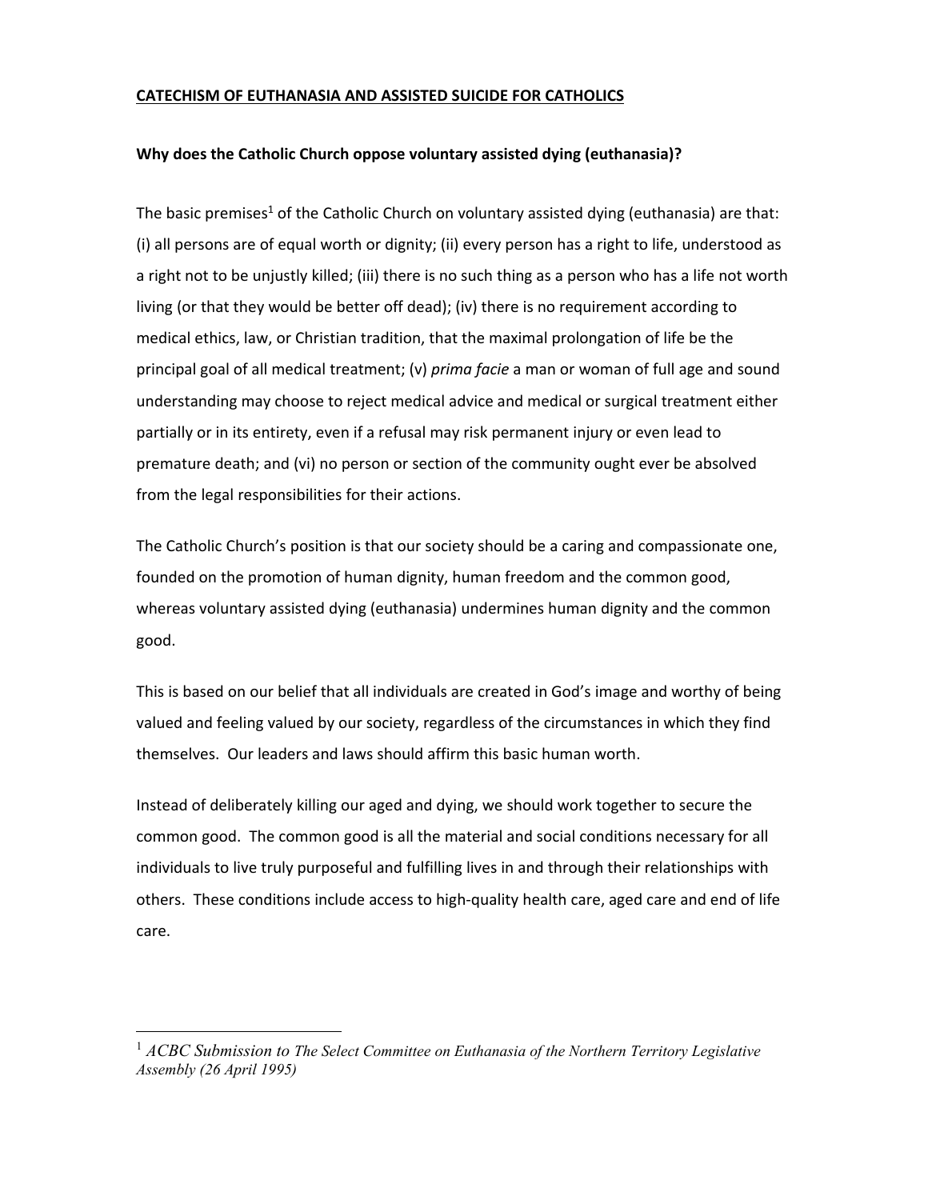# CATECHISM OF EUTHANASIA AND ASSISTED SUICIDE FOR CATHOLICS

## Why does the Catholic Church oppose voluntary assisted dying (euthanasia)?

The basic premises[1] of the Catholic Church on voluntary assisted dying (euthanasia) are that: (i) all persons are of equal worth or dignity; (ii) every person has a right to life, understood as a right not to be unjustly killed; (iii) there is no such thing as a person who has a life not worth living (or that they would be better off dead); (iv) there is no requirement according to medical ethics, law, or Christian tradition, that the maximal prolongation of life be the principal goal of all medical treatment; (v) *prima facie* a man or woman of full age and sound understanding may choose to reject medical advice and medical or surgical treatment either partially or in its entirety, even if a refusal may risk permanent injury or even lead to premature death; and (vi) no person or section of the community ought ever be absolved from the legal responsibilities for their actions.

The Catholic Church's position is that our society should be a caring and compassionate one, founded on the promotion of human dignity, human freedom and the common good, whereas voluntary assisted dying (euthanasia) undermines human dignity and the common good.

This is based on our belief that all individuals are created in God's image and worthy of being valued and feeling valued by our society, regardless of the circumstances in which they find themselves. Our leaders and laws should affirm this basic human worth.

Instead of deliberately killing our aged and dying, we should work together to secure the common good. The common good is all the material and social conditions necessary for all individuals to live truly purposeful and fulfilling lives in and through their relationships with others. These conditions include access to high-quality health care, aged care and end of life care.

---

[1] *ACBC Submission to The Select Committee on Euthanasia of the Northern Territory Legislative Assembly (26 April 1995)*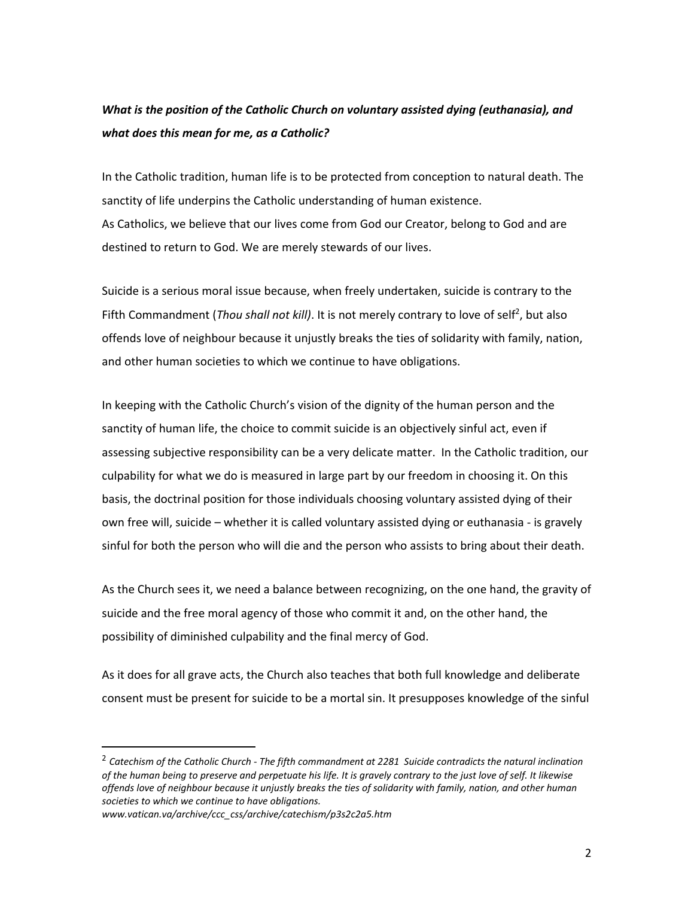***What is the position of the Catholic Church on voluntary assisted dying (euthanasia), and what does this mean for me, as a Catholic?***

In the Catholic tradition, human life is to be protected from conception to natural death. The sanctity of life underpins the Catholic understanding of human existence.
As Catholics, we believe that our lives come from God our Creator, belong to God and are destined to return to God. We are merely stewards of our lives.

Suicide is a serious moral issue because, when freely undertaken, suicide is contrary to the Fifth Commandment (*Thou shall not kill)*. It is not merely contrary to love of self[2], but also offends love of neighbour because it unjustly breaks the ties of solidarity with family, nation, and other human societies to which we continue to have obligations.

In keeping with the Catholic Church's vision of the dignity of the human person and the sanctity of human life, the choice to commit suicide is an objectively sinful act, even if assessing subjective responsibility can be a very delicate matter. In the Catholic tradition, our culpability for what we do is measured in large part by our freedom in choosing it. On this basis, the doctrinal position for those individuals choosing voluntary assisted dying of their own free will, suicide – whether it is called voluntary assisted dying or euthanasia - is gravely sinful for both the person who will die and the person who assists to bring about their death.

As the Church sees it, we need a balance between recognizing, on the one hand, the gravity of suicide and the free moral agency of those who commit it and, on the other hand, the possibility of diminished culpability and the final mercy of God.

As it does for all grave acts, the Church also teaches that both full knowledge and deliberate consent must be present for suicide to be a mortal sin. It presupposes knowledge of the sinful

---

[2] *Catechism of the Catholic Church - The fifth commandment at 2281 Suicide contradicts the natural inclination of the human being to preserve and perpetuate his life. It is gravely contrary to the just love of self. It likewise offends love of neighbour because it unjustly breaks the ties of solidarity with family, nation, and other human societies to which we continue to have obligations.*
*www.vatican.va/archive/ccc_css/archive/catechism/p3s2c2a5.htm*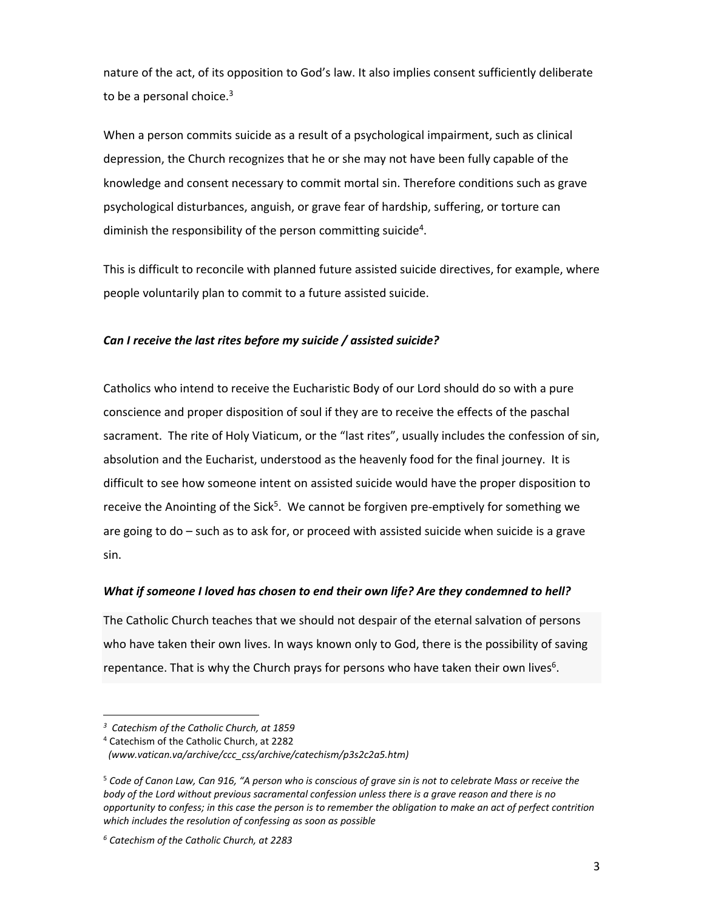nature of the act, of its opposition to God's law. It also implies consent sufficiently deliberate to be a personal choice.[3]

When a person commits suicide as a result of a psychological impairment, such as clinical depression, the Church recognizes that he or she may not have been fully capable of the knowledge and consent necessary to commit mortal sin. Therefore conditions such as grave psychological disturbances, anguish, or grave fear of hardship, suffering, or torture can diminish the responsibility of the person committing suicide[4].

This is difficult to reconcile with planned future assisted suicide directives, for example, where people voluntarily plan to commit to a future assisted suicide.

***Can I receive the last rites before my suicide / assisted suicide?***

Catholics who intend to receive the Eucharistic Body of our Lord should do so with a pure conscience and proper disposition of soul if they are to receive the effects of the paschal sacrament. The rite of Holy Viaticum, or the "last rites", usually includes the confession of sin, absolution and the Eucharist, understood as the heavenly food for the final journey. It is difficult to see how someone intent on assisted suicide would have the proper disposition to receive the Anointing of the Sick[5]. We cannot be forgiven pre-emptively for something we are going to do – such as to ask for, or proceed with assisted suicide when suicide is a grave sin.

***What if someone I loved has chosen to end their own life? Are they condemned to hell?***

The Catholic Church teaches that we should not despair of the eternal salvation of persons who have taken their own lives. In ways known only to God, there is the possibility of saving repentance. That is why the Church prays for persons who have taken their own lives[6].

---

[3] *Catechism of the Catholic Church, at 1859*

[4] Catechism of the Catholic Church, at 2282 *(www.vatican.va/archive/ccc_css/archive/catechism/p3s2c2a5.htm)*

[5] *Code of Canon Law, Can 916, "A person who is conscious of grave sin is not to celebrate Mass or receive the body of the Lord without previous sacramental confession unless there is a grave reason and there is no opportunity to confess; in this case the person is to remember the obligation to make an act of perfect contrition which includes the resolution of confessing as soon as possible*

[6] *Catechism of the Catholic Church, at 2283*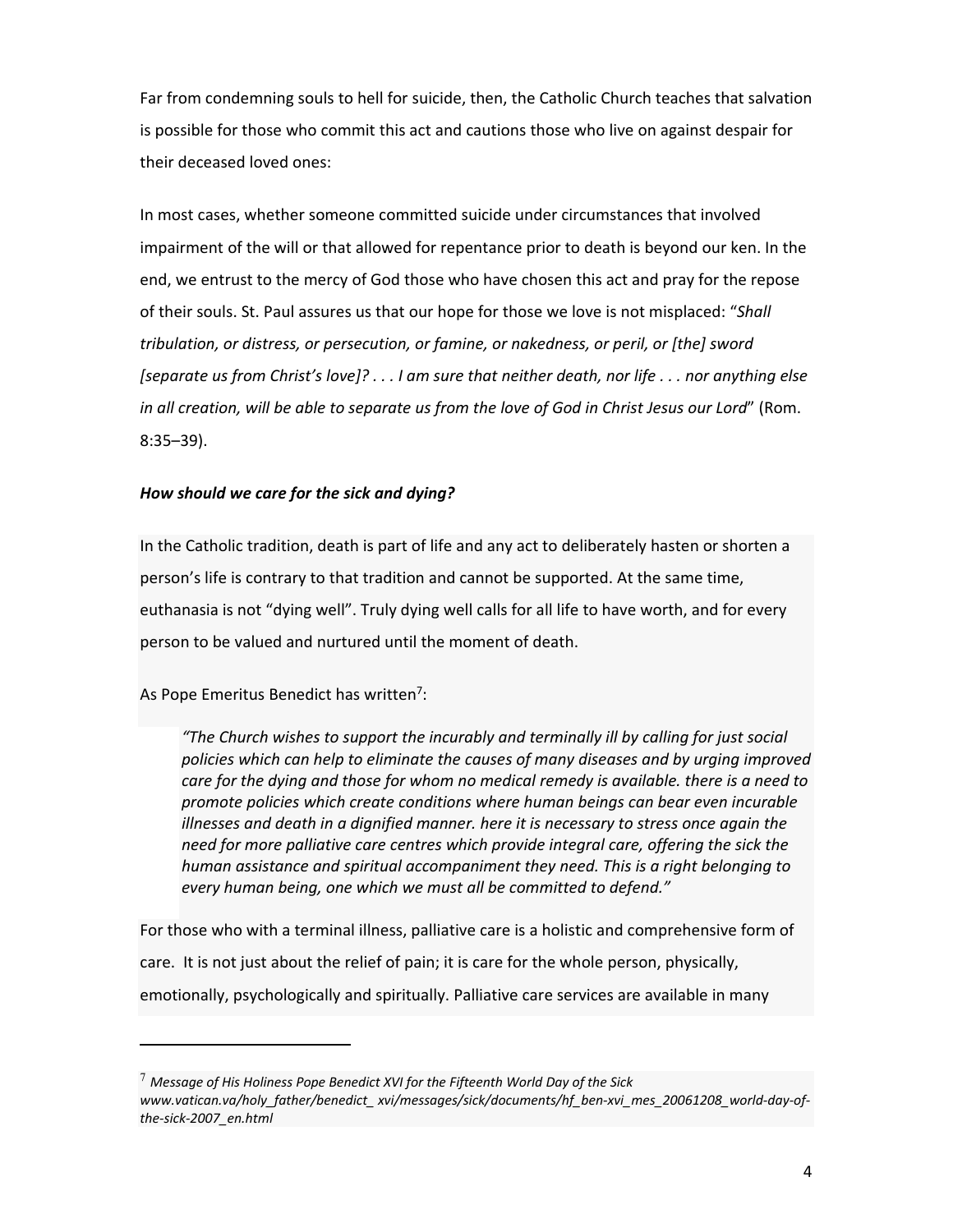Far from condemning souls to hell for suicide, then, the Catholic Church teaches that salvation is possible for those who commit this act and cautions those who live on against despair for their deceased loved ones:

In most cases, whether someone committed suicide under circumstances that involved impairment of the will or that allowed for repentance prior to death is beyond our ken. In the end, we entrust to the mercy of God those who have chosen this act and pray for the repose of their souls. St. Paul assures us that our hope for those we love is not misplaced: "*Shall tribulation, or distress, or persecution, or famine, or nakedness, or peril, or [the] sword [separate us from Christ's love]? . . . I am sure that neither death, nor life . . . nor anything else in all creation, will be able to separate us from the love of God in Christ Jesus our Lord*" (Rom. 8:35–39).

### *How should we care for the sick and dying?*

In the Catholic tradition, death is part of life and any act to deliberately hasten or shorten a person's life is contrary to that tradition and cannot be supported. At the same time, euthanasia is not "dying well". Truly dying well calls for all life to have worth, and for every person to be valued and nurtured until the moment of death.

As Pope Emeritus Benedict has written[7]:

> *"The Church wishes to support the incurably and terminally ill by calling for just social policies which can help to eliminate the causes of many diseases and by urging improved care for the dying and those for whom no medical remedy is available. there is a need to promote policies which create conditions where human beings can bear even incurable illnesses and death in a dignified manner. here it is necessary to stress once again the need for more palliative care centres which provide integral care, offering the sick the human assistance and spiritual accompaniment they need. This is a right belonging to every human being, one which we must all be committed to defend."*

For those who with a terminal illness, palliative care is a holistic and comprehensive form of care. It is not just about the relief of pain; it is care for the whole person, physically, emotionally, psychologically and spiritually. Palliative care services are available in many

---

[7] *Message of His Holiness Pope Benedict XVI for the Fifteenth World Day of the Sick www.vatican.va/holy_father/benedict_ xvi/messages/sick/documents/hf_ben-xvi_mes_20061208_world-day-of-the-sick-2007_en.html*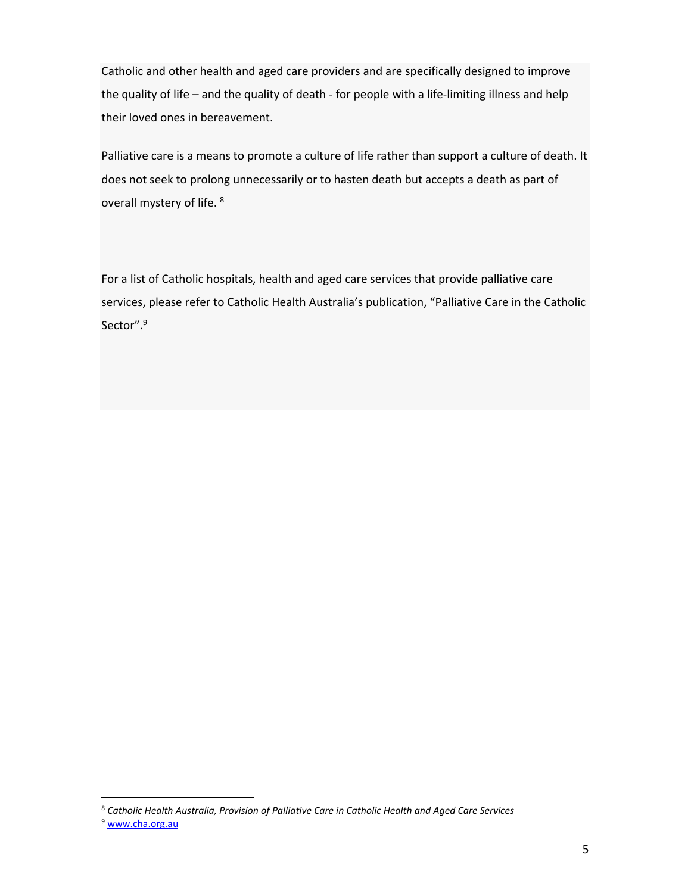Catholic and other health and aged care providers and are specifically designed to improve the quality of life – and the quality of death - for people with a life-limiting illness and help their loved ones in bereavement.

Palliative care is a means to promote a culture of life rather than support a culture of death. It does not seek to prolong unnecessarily or to hasten death but accepts a death as part of overall mystery of life. [8]

For a list of Catholic hospitals, health and aged care services that provide palliative care services, please refer to Catholic Health Australia's publication, "Palliative Care in the Catholic Sector".[9]

---

[8] *Catholic Health Australia, Provision of Palliative Care in Catholic Health and Aged Care Services*

[9] www.cha.org.au